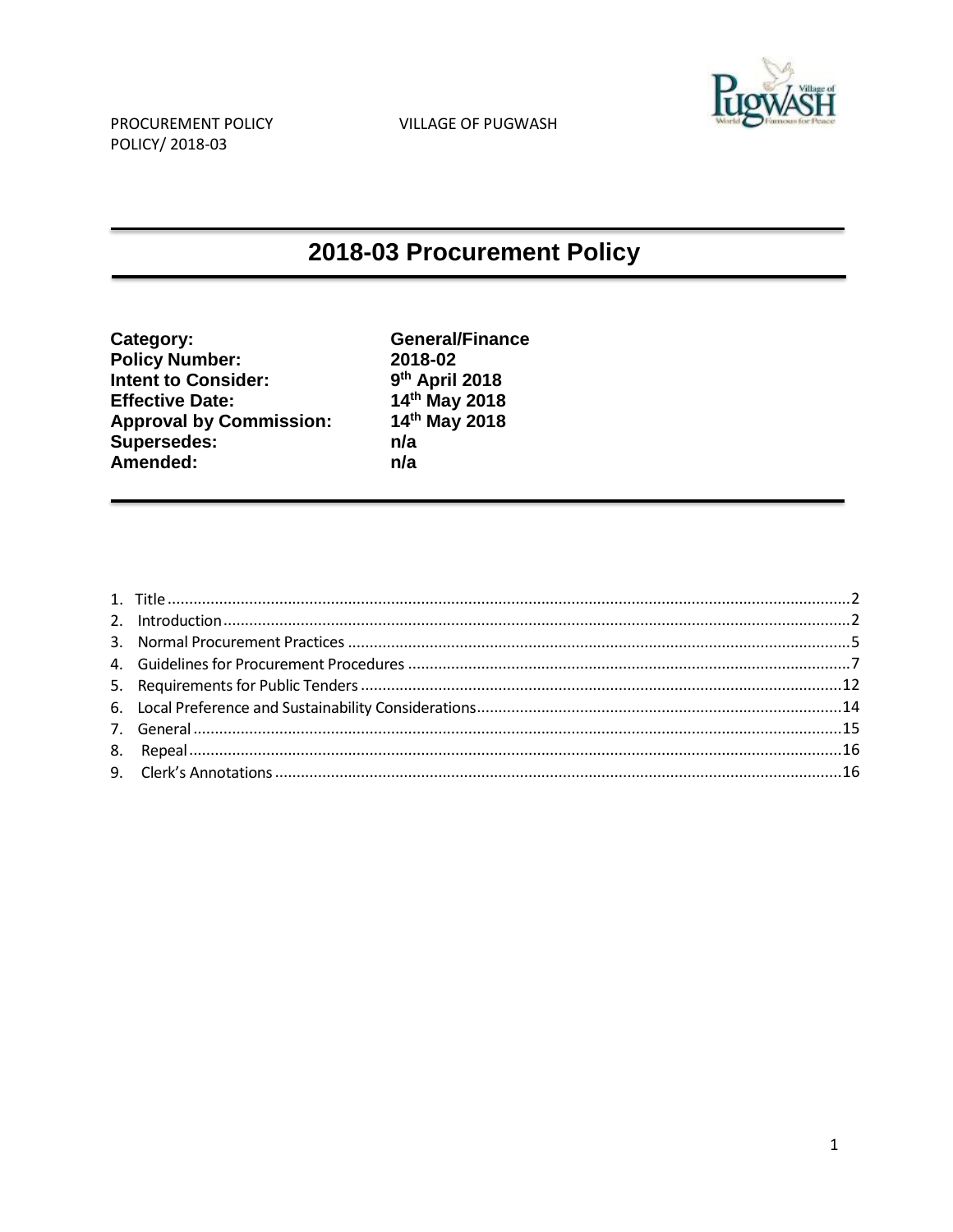PROCUREMENT POLICY VILLAGE OF PUGWASH
POLICY/ 2018-03

# 2018-03 Procurement Policy

| | |
|---|---|
| **Category:** | **General/Finance** |
| **Policy Number:** | **2018-02** |
| **Intent to Consider:** | **9th April 2018** |
| **Effective Date:** | **14th May 2018** |
| **Approval by Commission:** | **14th May 2018** |
| **Supersedes:** | **n/a** |
| **Amended:** | **n/a** |

1. Title ....... 2
2. Introduction ....... 2
3. Normal Procurement Practices ....... 5
4. Guidelines for Procurement Procedures ....... 7
5. Requirements for Public Tenders ....... 12
6. Local Preference and Sustainability Considerations ....... 14
7. General ....... 15
8. Repeal ....... 16
9. Clerk's Annotations ....... 16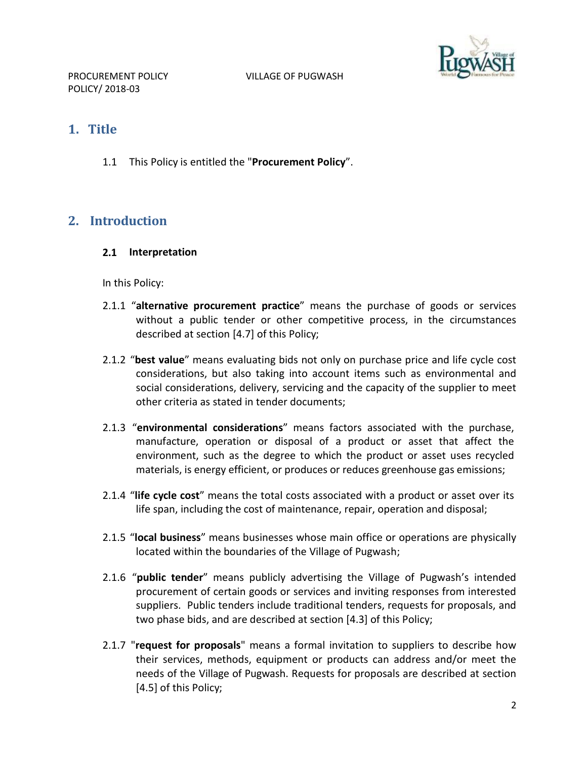# 1. Title

1.1 This Policy is entitled the "**Procurement Policy**".

# 2. Introduction

### 2.1 Interpretation

In this Policy:

2.1.1 "**alternative procurement practice**" means the purchase of goods or services without a public tender or other competitive process, in the circumstances described at section [4.7] of this Policy;

2.1.2 "**best value**" means evaluating bids not only on purchase price and life cycle cost considerations, but also taking into account items such as environmental and social considerations, delivery, servicing and the capacity of the supplier to meet other criteria as stated in tender documents;

2.1.3 "**environmental considerations**" means factors associated with the purchase, manufacture, operation or disposal of a product or asset that affect the environment, such as the degree to which the product or asset uses recycled materials, is energy efficient, or produces or reduces greenhouse gas emissions;

2.1.4 "**life cycle cost**" means the total costs associated with a product or asset over its life span, including the cost of maintenance, repair, operation and disposal;

2.1.5 "**local business**" means businesses whose main office or operations are physically located within the boundaries of the Village of Pugwash;

2.1.6 "**public tender**" means publicly advertising the Village of Pugwash's intended procurement of certain goods or services and inviting responses from interested suppliers. Public tenders include traditional tenders, requests for proposals, and two phase bids, and are described at section [4.3] of this Policy;

2.1.7 "**request for proposals**" means a formal invitation to suppliers to describe how their services, methods, equipment or products can address and/or meet the needs of the Village of Pugwash. Requests for proposals are described at section [4.5] of this Policy;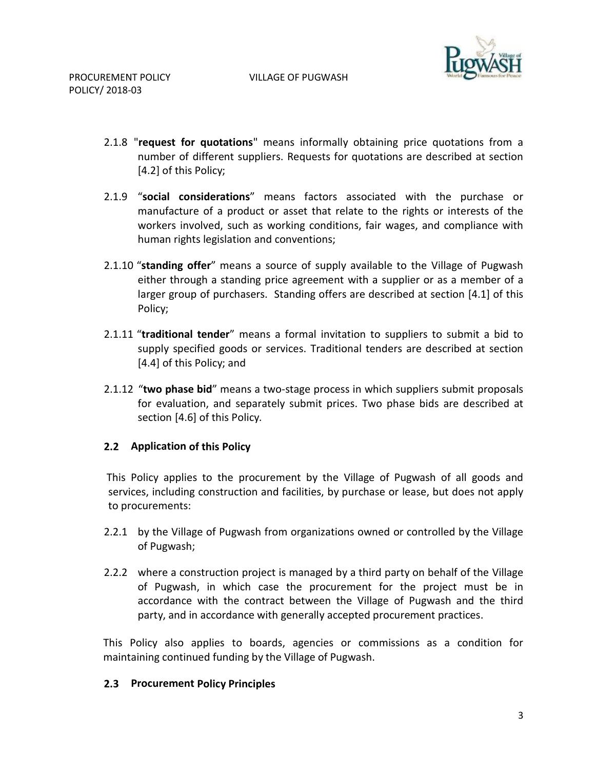2.1.8 "**request for quotations**" means informally obtaining price quotations from a number of different suppliers. Requests for quotations are described at section [4.2] of this Policy;

2.1.9 "**social considerations**" means factors associated with the purchase or manufacture of a product or asset that relate to the rights or interests of the workers involved, such as working conditions, fair wages, and compliance with human rights legislation and conventions;

2.1.10 "**standing offer**" means a source of supply available to the Village of Pugwash either through a standing price agreement with a supplier or as a member of a larger group of purchasers. Standing offers are described at section [4.1] of this Policy;

2.1.11 "**traditional tender**" means a formal invitation to suppliers to submit a bid to supply specified goods or services. Traditional tenders are described at section [4.4] of this Policy; and

2.1.12 "**two phase bid**" means a two-stage process in which suppliers submit proposals for evaluation, and separately submit prices. Two phase bids are described at section [4.6] of this Policy.

### 2.2 Application of this Policy

This Policy applies to the procurement by the Village of Pugwash of all goods and services, including construction and facilities, by purchase or lease, but does not apply to procurements:

2.2.1 by the Village of Pugwash from organizations owned or controlled by the Village of Pugwash;

2.2.2 where a construction project is managed by a third party on behalf of the Village of Pugwash, in which case the procurement for the project must be in accordance with the contract between the Village of Pugwash and the third party, and in accordance with generally accepted procurement practices.

This Policy also applies to boards, agencies or commissions as a condition for maintaining continued funding by the Village of Pugwash.

### 2.3 Procurement Policy Principles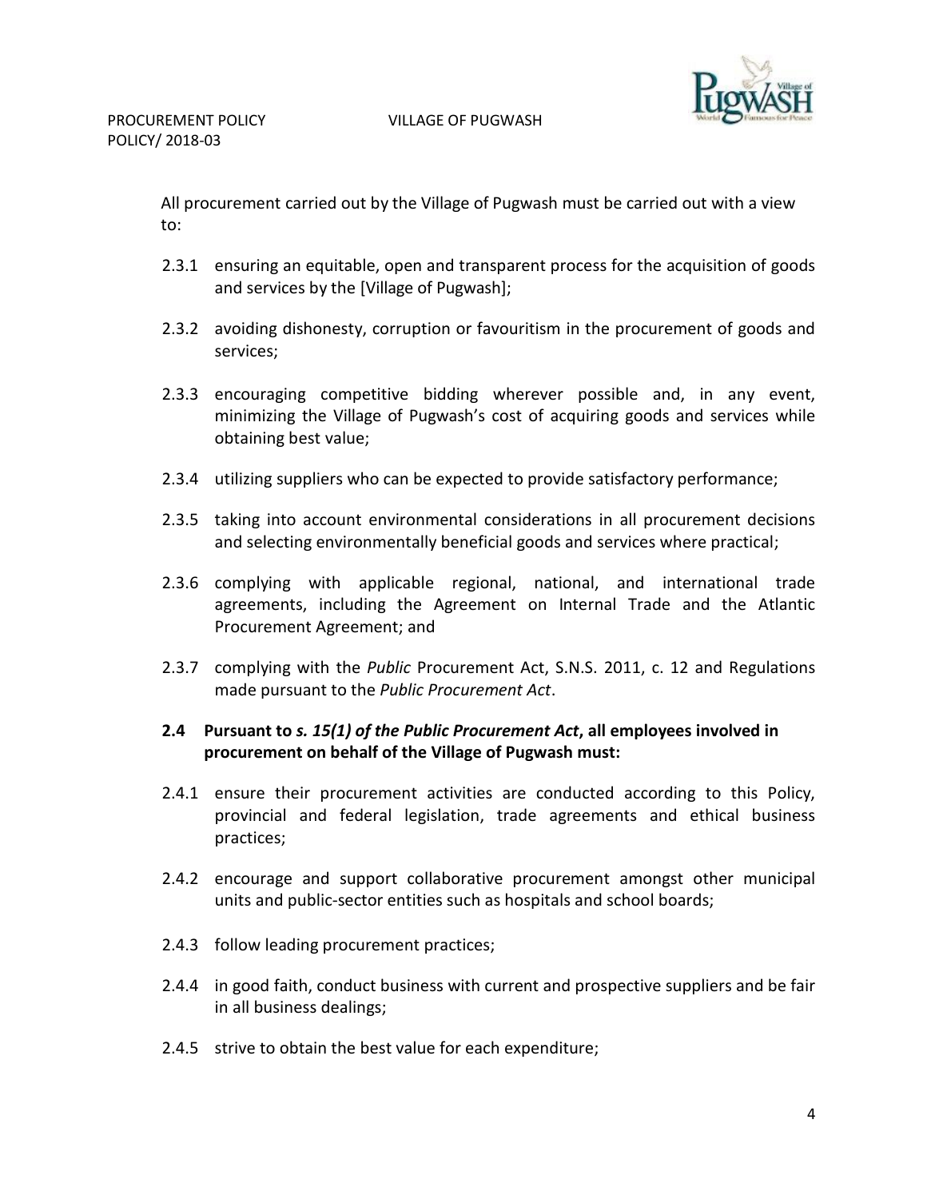All procurement carried out by the Village of Pugwash must be carried out with a view to:

2.3.1 ensuring an equitable, open and transparent process for the acquisition of goods and services by the [Village of Pugwash];

2.3.2 avoiding dishonesty, corruption or favouritism in the procurement of goods and services;

2.3.3 encouraging competitive bidding wherever possible and, in any event, minimizing the Village of Pugwash's cost of acquiring goods and services while obtaining best value;

2.3.4 utilizing suppliers who can be expected to provide satisfactory performance;

2.3.5 taking into account environmental considerations in all procurement decisions and selecting environmentally beneficial goods and services where practical;

2.3.6 complying with applicable regional, national, and international trade agreements, including the Agreement on Internal Trade and the Atlantic Procurement Agreement; and

2.3.7 complying with the *Public* Procurement Act, S.N.S. 2011, c. 12 and Regulations made pursuant to the *Public Procurement Act*.

**2.4 Pursuant to *s. 15(1) of the Public Procurement Act*, all employees involved in procurement on behalf of the Village of Pugwash must:**

2.4.1 ensure their procurement activities are conducted according to this Policy, provincial and federal legislation, trade agreements and ethical business practices;

2.4.2 encourage and support collaborative procurement amongst other municipal units and public-sector entities such as hospitals and school boards;

2.4.3 follow leading procurement practices;

2.4.4 in good faith, conduct business with current and prospective suppliers and be fair in all business dealings;

2.4.5 strive to obtain the best value for each expenditure;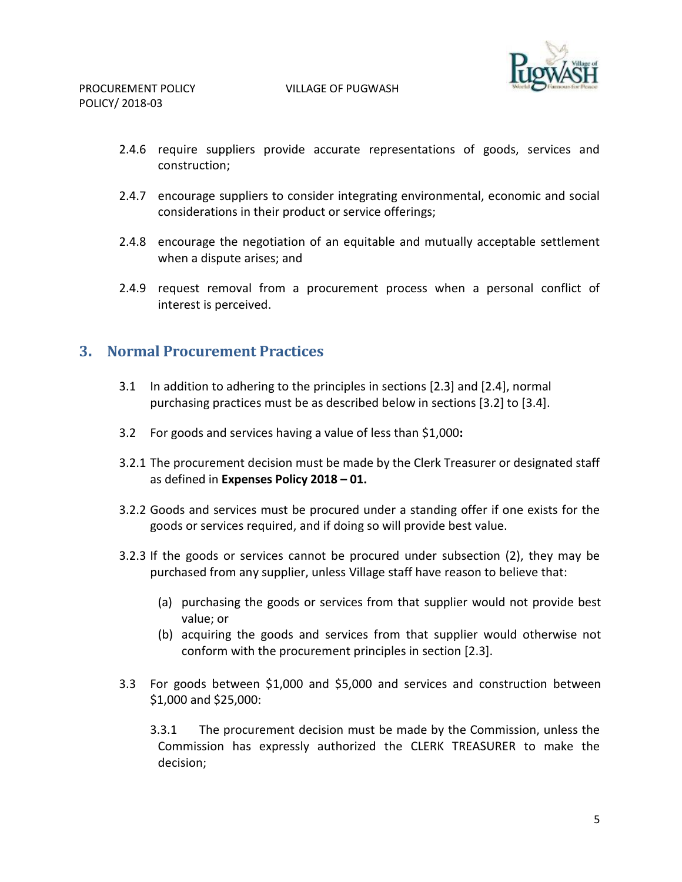2.4.6 require suppliers provide accurate representations of goods, services and construction;

2.4.7 encourage suppliers to consider integrating environmental, economic and social considerations in their product or service offerings;

2.4.8 encourage the negotiation of an equitable and mutually acceptable settlement when a dispute arises; and

2.4.9 request removal from a procurement process when a personal conflict of interest is perceived.

## 3. Normal Procurement Practices

3.1 In addition to adhering to the principles in sections [2.3] and [2.4], normal purchasing practices must be as described below in sections [3.2] to [3.4].

3.2 For goods and services having a value of less than $1,000**:**

3.2.1 The procurement decision must be made by the Clerk Treasurer or designated staff as defined in **Expenses Policy 2018 – 01.**

3.2.2 Goods and services must be procured under a standing offer if one exists for the goods or services required, and if doing so will provide best value.

3.2.3 If the goods or services cannot be procured under subsection (2), they may be purchased from any supplier, unless Village staff have reason to believe that:

- (a) purchasing the goods or services from that supplier would not provide best value; or
- (b) acquiring the goods and services from that supplier would otherwise not conform with the procurement principles in section [2.3].

3.3 For goods between $1,000 and $5,000 and services and construction between $1,000 and $25,000:

3.3.1 The procurement decision must be made by the Commission, unless the Commission has expressly authorized the CLERK TREASURER to make the decision;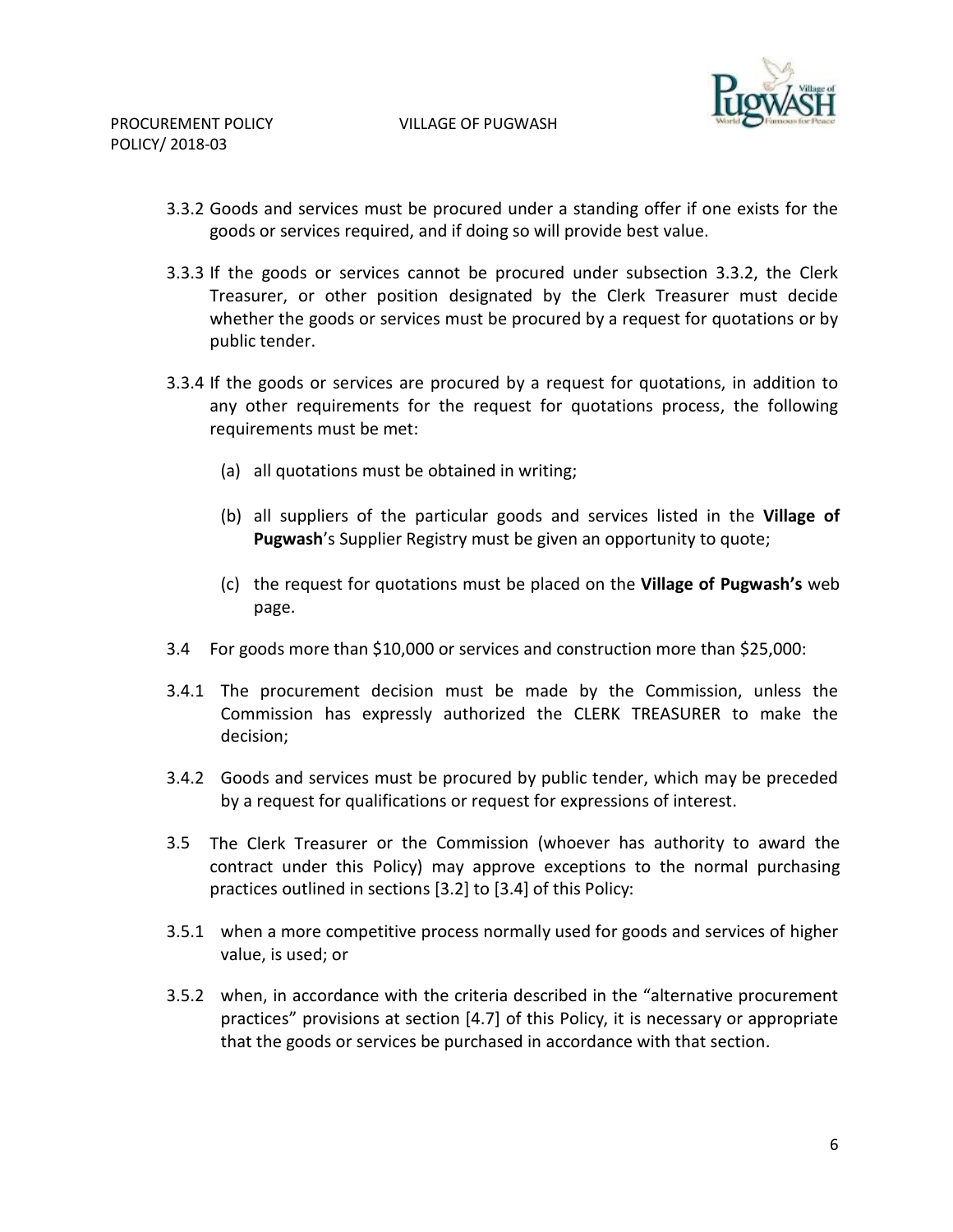3.3.2 Goods and services must be procured under a standing offer if one exists for the goods or services required, and if doing so will provide best value.

3.3.3 If the goods or services cannot be procured under subsection 3.3.2, the Clerk Treasurer, or other position designated by the Clerk Treasurer must decide whether the goods or services must be procured by a request for quotations or by public tender.

3.3.4 If the goods or services are procured by a request for quotations, in addition to any other requirements for the request for quotations process, the following requirements must be met:

(a) all quotations must be obtained in writing;

(b) all suppliers of the particular goods and services listed in the **Village of Pugwash**'s Supplier Registry must be given an opportunity to quote;

(c) the request for quotations must be placed on the **Village of Pugwash's** web page.

3.4 For goods more than $10,000 or services and construction more than $25,000:

3.4.1 The procurement decision must be made by the Commission, unless the Commission has expressly authorized the CLERK TREASURER to make the decision;

3.4.2 Goods and services must be procured by public tender, which may be preceded by a request for qualifications or request for expressions of interest.

3.5 The Clerk Treasurer or the Commission (whoever has authority to award the contract under this Policy) may approve exceptions to the normal purchasing practices outlined in sections [3.2] to [3.4] of this Policy:

3.5.1 when a more competitive process normally used for goods and services of higher value, is used; or

3.5.2 when, in accordance with the criteria described in the "alternative procurement practices" provisions at section [4.7] of this Policy, it is necessary or appropriate that the goods or services be purchased in accordance with that section.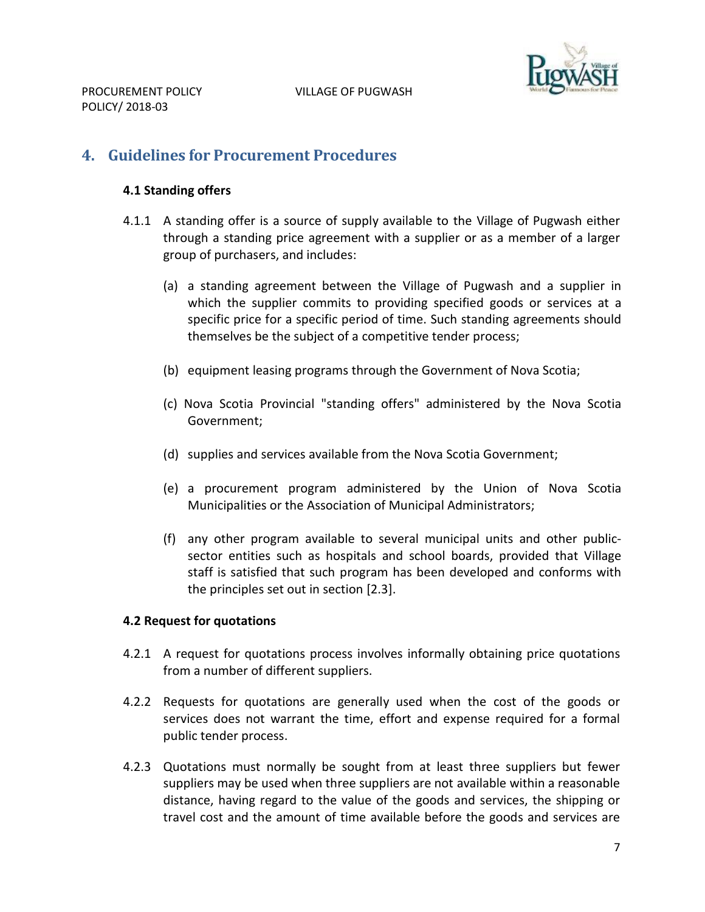## 4. Guidelines for Procurement Procedures

### 4.1 Standing offers

4.1.1 A standing offer is a source of supply available to the Village of Pugwash either through a standing price agreement with a supplier or as a member of a larger group of purchasers, and includes:

(a) a standing agreement between the Village of Pugwash and a supplier in which the supplier commits to providing specified goods or services at a specific price for a specific period of time. Such standing agreements should themselves be the subject of a competitive tender process;

(b) equipment leasing programs through the Government of Nova Scotia;

(c) Nova Scotia Provincial "standing offers" administered by the Nova Scotia Government;

(d) supplies and services available from the Nova Scotia Government;

(e) a procurement program administered by the Union of Nova Scotia Municipalities or the Association of Municipal Administrators;

(f) any other program available to several municipal units and other public-sector entities such as hospitals and school boards, provided that Village staff is satisfied that such program has been developed and conforms with the principles set out in section [2.3].

### 4.2 Request for quotations

4.2.1 A request for quotations process involves informally obtaining price quotations from a number of different suppliers.

4.2.2 Requests for quotations are generally used when the cost of the goods or services does not warrant the time, effort and expense required for a formal public tender process.

4.2.3 Quotations must normally be sought from at least three suppliers but fewer suppliers may be used when three suppliers are not available within a reasonable distance, having regard to the value of the goods and services, the shipping or travel cost and the amount of time available before the goods and services are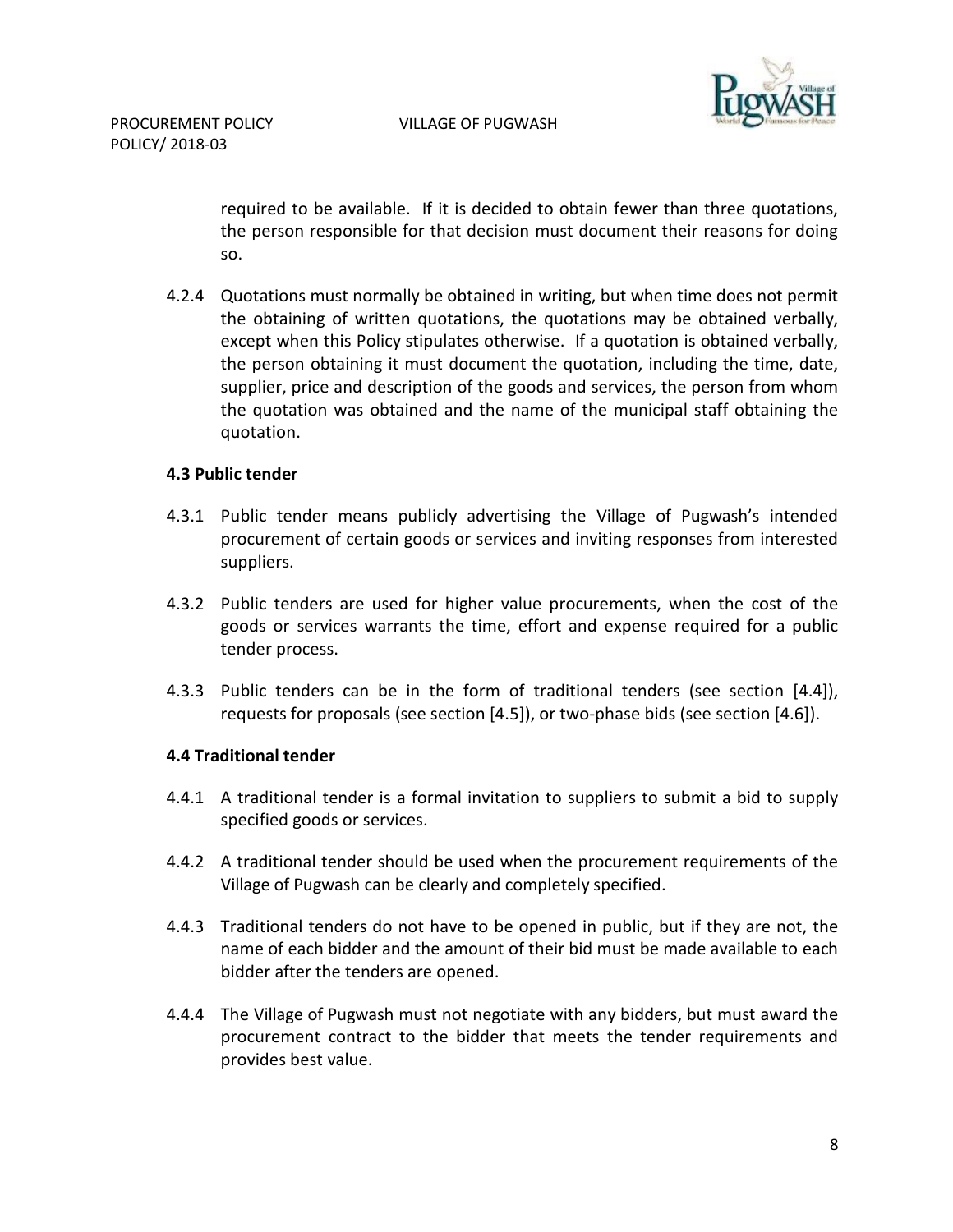required to be available. If it is decided to obtain fewer than three quotations, the person responsible for that decision must document their reasons for doing so.

4.2.4 Quotations must normally be obtained in writing, but when time does not permit the obtaining of written quotations, the quotations may be obtained verbally, except when this Policy stipulates otherwise. If a quotation is obtained verbally, the person obtaining it must document the quotation, including the time, date, supplier, price and description of the goods and services, the person from whom the quotation was obtained and the name of the municipal staff obtaining the quotation.

### 4.3 Public tender

4.3.1 Public tender means publicly advertising the Village of Pugwash's intended procurement of certain goods or services and inviting responses from interested suppliers.

4.3.2 Public tenders are used for higher value procurements, when the cost of the goods or services warrants the time, effort and expense required for a public tender process.

4.3.3 Public tenders can be in the form of traditional tenders (see section [4.4]), requests for proposals (see section [4.5]), or two-phase bids (see section [4.6]).

### 4.4 Traditional tender

4.4.1 A traditional tender is a formal invitation to suppliers to submit a bid to supply specified goods or services.

4.4.2 A traditional tender should be used when the procurement requirements of the Village of Pugwash can be clearly and completely specified.

4.4.3 Traditional tenders do not have to be opened in public, but if they are not, the name of each bidder and the amount of their bid must be made available to each bidder after the tenders are opened.

4.4.4 The Village of Pugwash must not negotiate with any bidders, but must award the procurement contract to the bidder that meets the tender requirements and provides best value.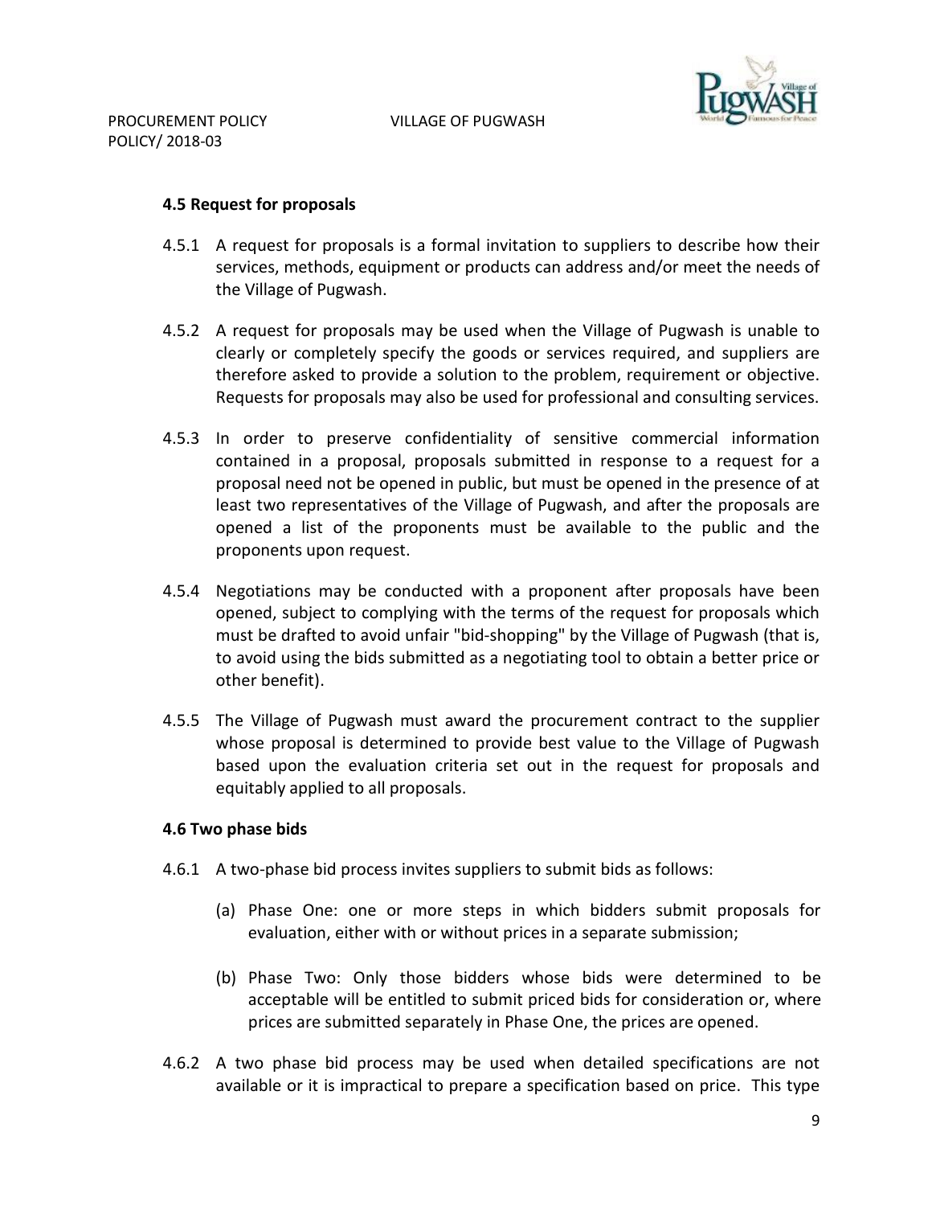### 4.5 Request for proposals

4.5.1 A request for proposals is a formal invitation to suppliers to describe how their services, methods, equipment or products can address and/or meet the needs of the Village of Pugwash.

4.5.2 A request for proposals may be used when the Village of Pugwash is unable to clearly or completely specify the goods or services required, and suppliers are therefore asked to provide a solution to the problem, requirement or objective. Requests for proposals may also be used for professional and consulting services.

4.5.3 In order to preserve confidentiality of sensitive commercial information contained in a proposal, proposals submitted in response to a request for a proposal need not be opened in public, but must be opened in the presence of at least two representatives of the Village of Pugwash, and after the proposals are opened a list of the proponents must be available to the public and the proponents upon request.

4.5.4 Negotiations may be conducted with a proponent after proposals have been opened, subject to complying with the terms of the request for proposals which must be drafted to avoid unfair "bid-shopping" by the Village of Pugwash (that is, to avoid using the bids submitted as a negotiating tool to obtain a better price or other benefit).

4.5.5 The Village of Pugwash must award the procurement contract to the supplier whose proposal is determined to provide best value to the Village of Pugwash based upon the evaluation criteria set out in the request for proposals and equitably applied to all proposals.

### 4.6 Two phase bids

4.6.1 A two-phase bid process invites suppliers to submit bids as follows:

(a) Phase One: one or more steps in which bidders submit proposals for evaluation, either with or without prices in a separate submission;

(b) Phase Two: Only those bidders whose bids were determined to be acceptable will be entitled to submit priced bids for consideration or, where prices are submitted separately in Phase One, the prices are opened.

4.6.2 A two phase bid process may be used when detailed specifications are not available or it is impractical to prepare a specification based on price. This type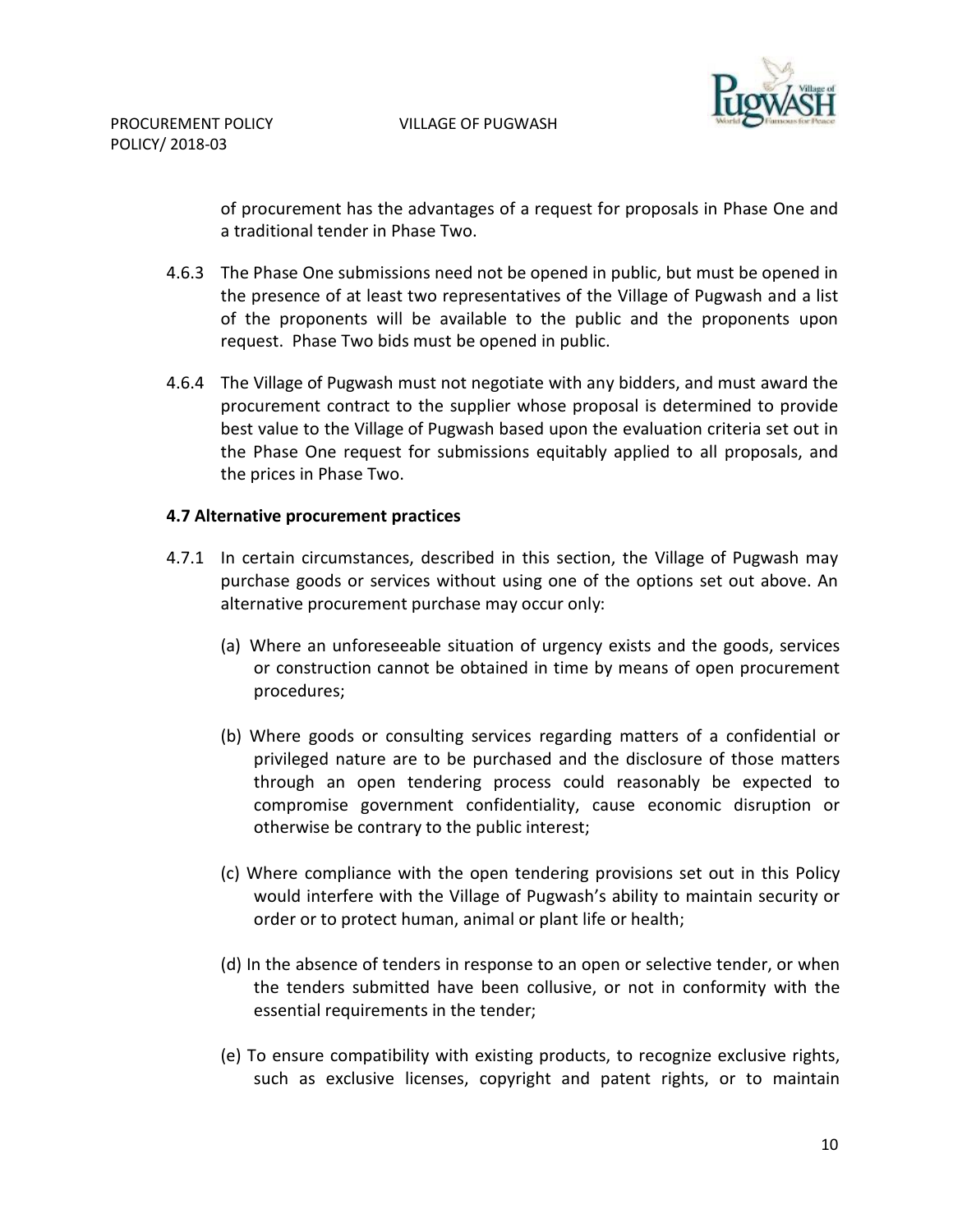of procurement has the advantages of a request for proposals in Phase One and a traditional tender in Phase Two.

4.6.3 The Phase One submissions need not be opened in public, but must be opened in the presence of at least two representatives of the Village of Pugwash and a list of the proponents will be available to the public and the proponents upon request. Phase Two bids must be opened in public.

4.6.4 The Village of Pugwash must not negotiate with any bidders, and must award the procurement contract to the supplier whose proposal is determined to provide best value to the Village of Pugwash based upon the evaluation criteria set out in the Phase One request for submissions equitably applied to all proposals, and the prices in Phase Two.

**4.7 Alternative procurement practices**

4.7.1 In certain circumstances, described in this section, the Village of Pugwash may purchase goods or services without using one of the options set out above. An alternative procurement purchase may occur only:

(a) Where an unforeseeable situation of urgency exists and the goods, services or construction cannot be obtained in time by means of open procurement procedures;

(b) Where goods or consulting services regarding matters of a confidential or privileged nature are to be purchased and the disclosure of those matters through an open tendering process could reasonably be expected to compromise government confidentiality, cause economic disruption or otherwise be contrary to the public interest;

(c) Where compliance with the open tendering provisions set out in this Policy would interfere with the Village of Pugwash's ability to maintain security or order or to protect human, animal or plant life or health;

(d) In the absence of tenders in response to an open or selective tender, or when the tenders submitted have been collusive, or not in conformity with the essential requirements in the tender;

(e) To ensure compatibility with existing products, to recognize exclusive rights, such as exclusive licenses, copyright and patent rights, or to maintain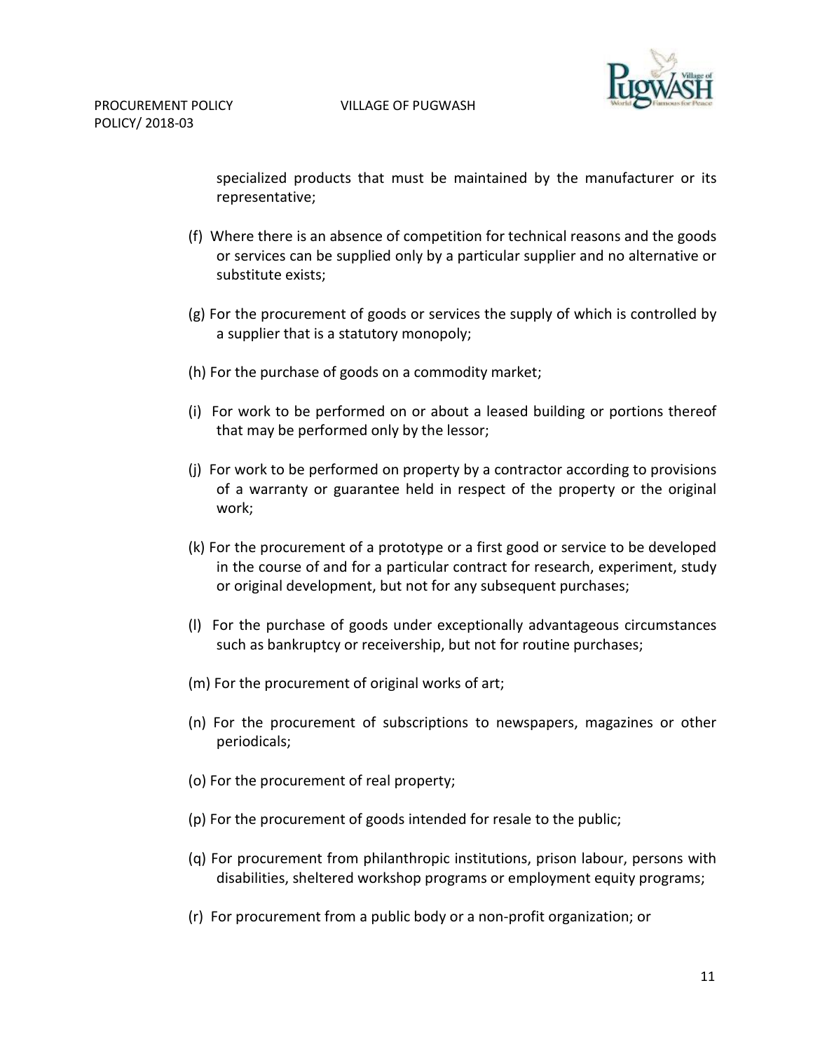specialized products that must be maintained by the manufacturer or its representative;

(f) Where there is an absence of competition for technical reasons and the goods or services can be supplied only by a particular supplier and no alternative or substitute exists;

(g) For the procurement of goods or services the supply of which is controlled by a supplier that is a statutory monopoly;

(h) For the purchase of goods on a commodity market;

(i) For work to be performed on or about a leased building or portions thereof that may be performed only by the lessor;

(j) For work to be performed on property by a contractor according to provisions of a warranty or guarantee held in respect of the property or the original work;

(k) For the procurement of a prototype or a first good or service to be developed in the course of and for a particular contract for research, experiment, study or original development, but not for any subsequent purchases;

(l) For the purchase of goods under exceptionally advantageous circumstances such as bankruptcy or receivership, but not for routine purchases;

(m) For the procurement of original works of art;

(n) For the procurement of subscriptions to newspapers, magazines or other periodicals;

(o) For the procurement of real property;

(p) For the procurement of goods intended for resale to the public;

(q) For procurement from philanthropic institutions, prison labour, persons with disabilities, sheltered workshop programs or employment equity programs;

(r) For procurement from a public body or a non-profit organization; or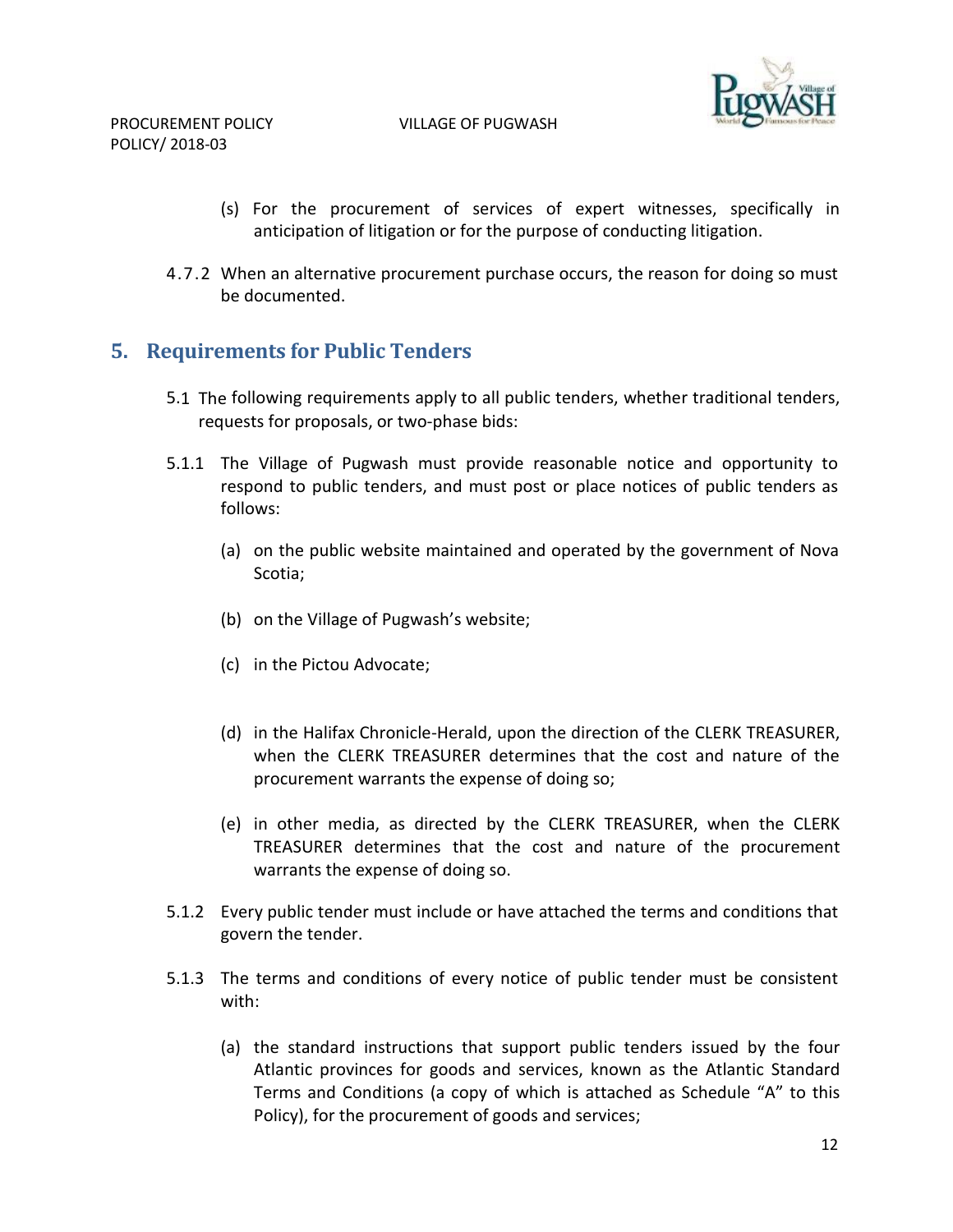(s) For the procurement of services of expert witnesses, specifically in anticipation of litigation or for the purpose of conducting litigation.

4.7.2 When an alternative procurement purchase occurs, the reason for doing so must be documented.

## 5. Requirements for Public Tenders

5.1 The following requirements apply to all public tenders, whether traditional tenders, requests for proposals, or two-phase bids:

5.1.1 The Village of Pugwash must provide reasonable notice and opportunity to respond to public tenders, and must post or place notices of public tenders as follows:

(a) on the public website maintained and operated by the government of Nova Scotia;

(b) on the Village of Pugwash's website;

(c) in the Pictou Advocate;

(d) in the Halifax Chronicle-Herald, upon the direction of the CLERK TREASURER, when the CLERK TREASURER determines that the cost and nature of the procurement warrants the expense of doing so;

(e) in other media, as directed by the CLERK TREASURER, when the CLERK TREASURER determines that the cost and nature of the procurement warrants the expense of doing so.

5.1.2 Every public tender must include or have attached the terms and conditions that govern the tender.

5.1.3 The terms and conditions of every notice of public tender must be consistent with:

(a) the standard instructions that support public tenders issued by the four Atlantic provinces for goods and services, known as the Atlantic Standard Terms and Conditions (a copy of which is attached as Schedule "A" to this Policy), for the procurement of goods and services;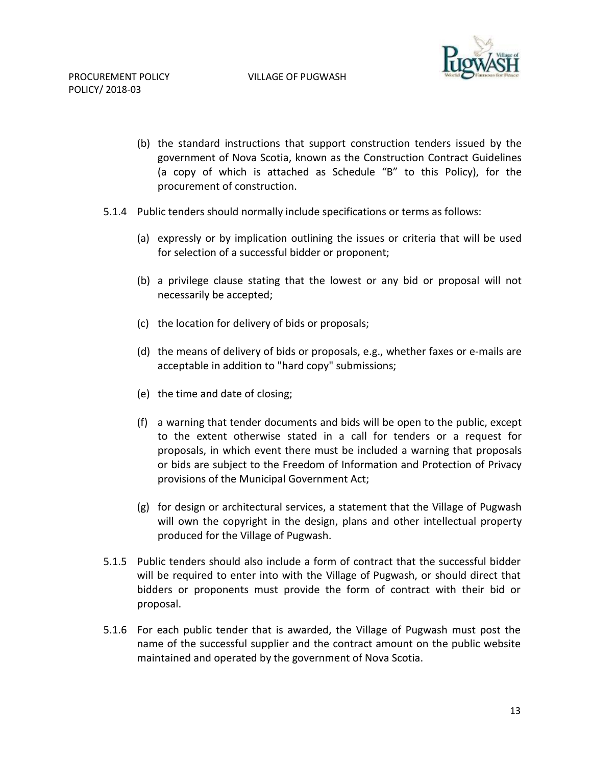(b) the standard instructions that support construction tenders issued by the government of Nova Scotia, known as the Construction Contract Guidelines (a copy of which is attached as Schedule "B" to this Policy), for the procurement of construction.

5.1.4 Public tenders should normally include specifications or terms as follows:

(a) expressly or by implication outlining the issues or criteria that will be used for selection of a successful bidder or proponent;

(b) a privilege clause stating that the lowest or any bid or proposal will not necessarily be accepted;

(c) the location for delivery of bids or proposals;

(d) the means of delivery of bids or proposals, e.g., whether faxes or e-mails are acceptable in addition to "hard copy" submissions;

(e) the time and date of closing;

(f) a warning that tender documents and bids will be open to the public, except to the extent otherwise stated in a call for tenders or a request for proposals, in which event there must be included a warning that proposals or bids are subject to the Freedom of Information and Protection of Privacy provisions of the Municipal Government Act;

(g) for design or architectural services, a statement that the Village of Pugwash will own the copyright in the design, plans and other intellectual property produced for the Village of Pugwash.

5.1.5 Public tenders should also include a form of contract that the successful bidder will be required to enter into with the Village of Pugwash, or should direct that bidders or proponents must provide the form of contract with their bid or proposal.

5.1.6 For each public tender that is awarded, the Village of Pugwash must post the name of the successful supplier and the contract amount on the public website maintained and operated by the government of Nova Scotia.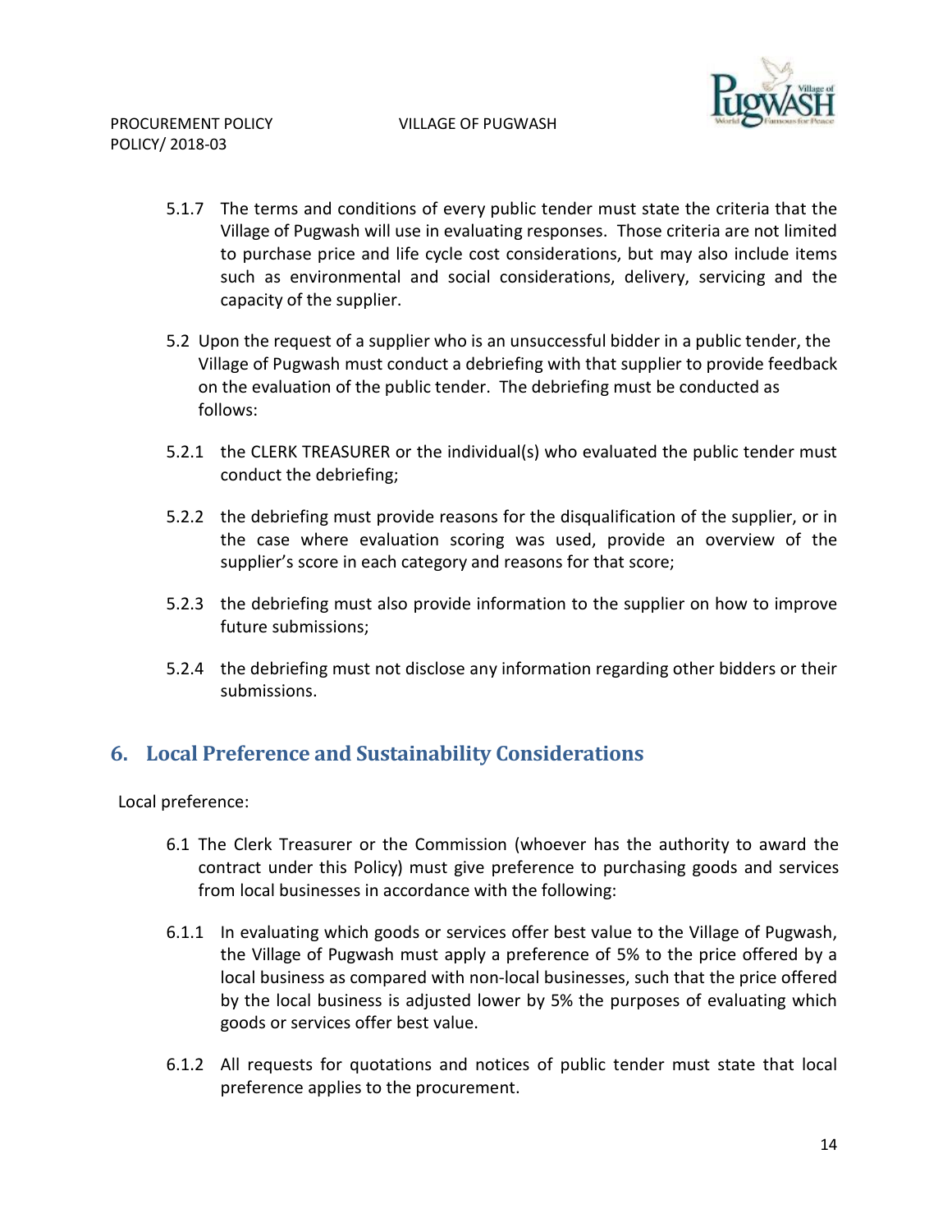5.1.7 The terms and conditions of every public tender must state the criteria that the Village of Pugwash will use in evaluating responses. Those criteria are not limited to purchase price and life cycle cost considerations, but may also include items such as environmental and social considerations, delivery, servicing and the capacity of the supplier.

5.2 Upon the request of a supplier who is an unsuccessful bidder in a public tender, the Village of Pugwash must conduct a debriefing with that supplier to provide feedback on the evaluation of the public tender. The debriefing must be conducted as follows:

5.2.1 the CLERK TREASURER or the individual(s) who evaluated the public tender must conduct the debriefing;

5.2.2 the debriefing must provide reasons for the disqualification of the supplier, or in the case where evaluation scoring was used, provide an overview of the supplier's score in each category and reasons for that score;

5.2.3 the debriefing must also provide information to the supplier on how to improve future submissions;

5.2.4 the debriefing must not disclose any information regarding other bidders or their submissions.

## 6. Local Preference and Sustainability Considerations

Local preference:

6.1 The Clerk Treasurer or the Commission (whoever has the authority to award the contract under this Policy) must give preference to purchasing goods and services from local businesses in accordance with the following:

6.1.1 In evaluating which goods or services offer best value to the Village of Pugwash, the Village of Pugwash must apply a preference of 5% to the price offered by a local business as compared with non-local businesses, such that the price offered by the local business is adjusted lower by 5% the purposes of evaluating which goods or services offer best value.

6.1.2 All requests for quotations and notices of public tender must state that local preference applies to the procurement.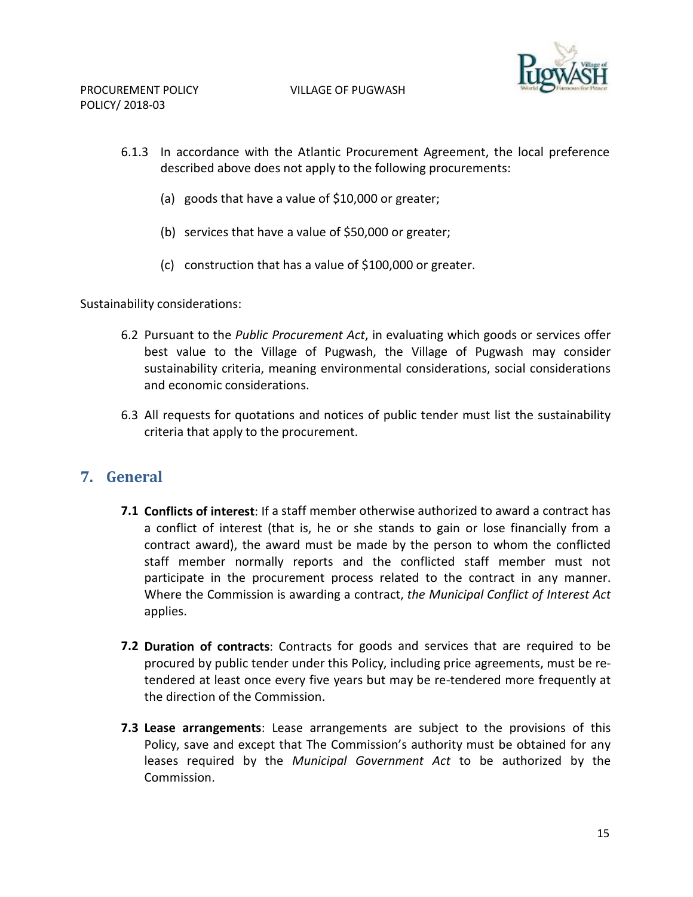6.1.3 In accordance with the Atlantic Procurement Agreement, the local preference described above does not apply to the following procurements:

(a) goods that have a value of $10,000 or greater;

(b) services that have a value of $50,000 or greater;

(c) construction that has a value of $100,000 or greater.

Sustainability considerations:

6.2 Pursuant to the *Public Procurement Act*, in evaluating which goods or services offer best value to the Village of Pugwash, the Village of Pugwash may consider sustainability criteria, meaning environmental considerations, social considerations and economic considerations.

6.3 All requests for quotations and notices of public tender must list the sustainability criteria that apply to the procurement.

## 7. General

**7.1 Conflicts of interest**: If a staff member otherwise authorized to award a contract has a conflict of interest (that is, he or she stands to gain or lose financially from a contract award), the award must be made by the person to whom the conflicted staff member normally reports and the conflicted staff member must not participate in the procurement process related to the contract in any manner. Where the Commission is awarding a contract, *the Municipal Conflict of Interest Act* applies.

**7.2 Duration of contracts**: Contracts for goods and services that are required to be procured by public tender under this Policy, including price agreements, must be re-tendered at least once every five years but may be re-tendered more frequently at the direction of the Commission.

**7.3 Lease arrangements**: Lease arrangements are subject to the provisions of this Policy, save and except that The Commission's authority must be obtained for any leases required by the *Municipal Government Act* to be authorized by the Commission.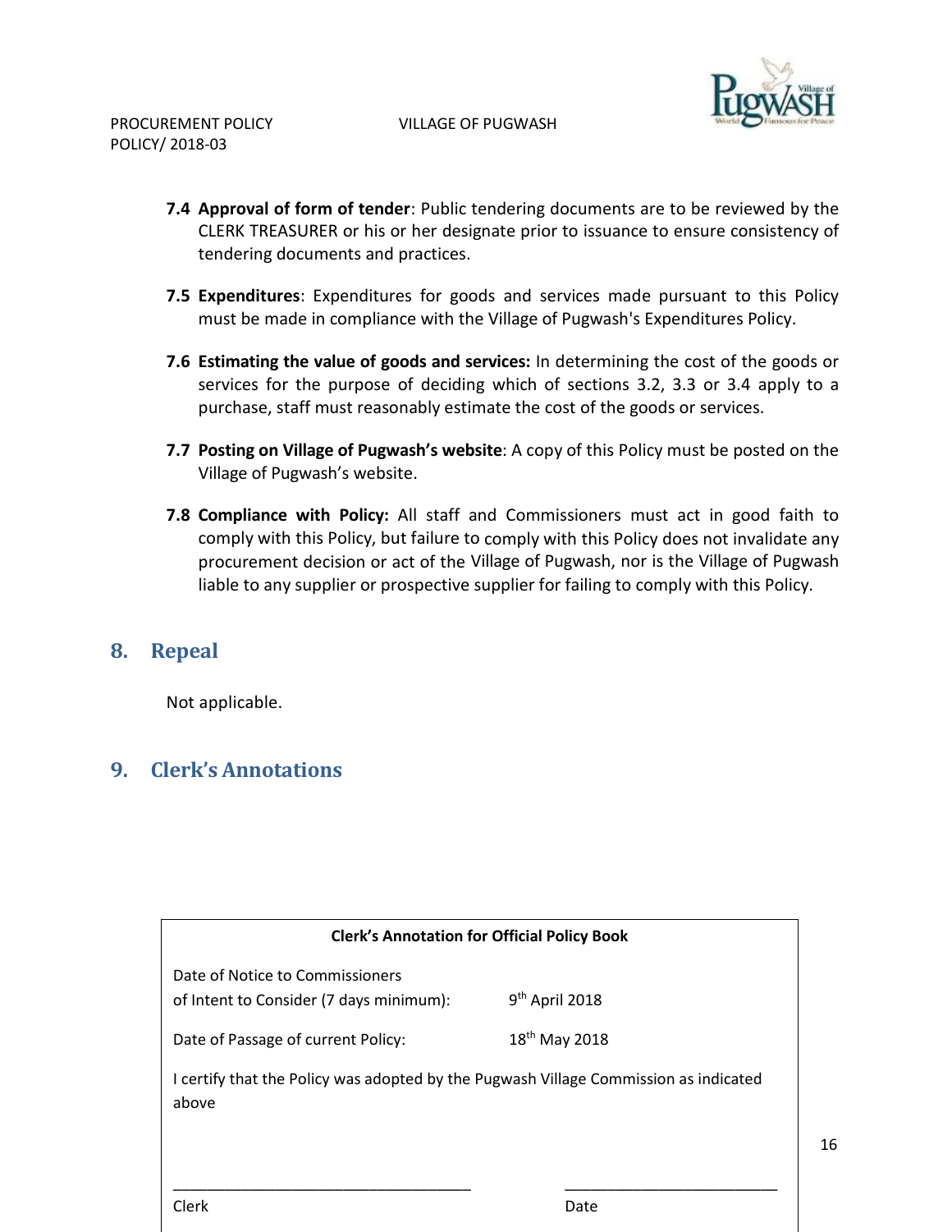**7.4 Approval of form of tender**: Public tendering documents are to be reviewed by the CLERK TREASURER or his or her designate prior to issuance to ensure consistency of tendering documents and practices.

**7.5 Expenditures**: Expenditures for goods and services made pursuant to this Policy must be made in compliance with the Village of Pugwash's Expenditures Policy.

**7.6 Estimating the value of goods and services:** In determining the cost of the goods or services for the purpose of deciding which of sections 3.2, 3.3 or 3.4 apply to a purchase, staff must reasonably estimate the cost of the goods or services.

**7.7 Posting on Village of Pugwash's website**: A copy of this Policy must be posted on the Village of Pugwash's website.

**7.8 Compliance with Policy:** All staff and Commissioners must act in good faith to comply with this Policy, but failure to comply with this Policy does not invalidate any procurement decision or act of the Village of Pugwash, nor is the Village of Pugwash liable to any supplier or prospective supplier for failing to comply with this Policy.

## 8. Repeal

Not applicable.

## 9. Clerk's Annotations

**Clerk's Annotation for Official Policy Book**

| | |
|---|---|
| Date of Notice to Commissioners of Intent to Consider (7 days minimum): | 9th April 2018 |
| Date of Passage of current Policy: | 18th May 2018 |

I certify that the Policy was adopted by the Pugwash Village Commission as indicated above

\_\_\_\_\_\_\_\_\_\_\_\_\_\_\_\_\_\_\_\_\_\_\_\_\_\_\_\_\_\_\_\_\_\_\_\_ \_\_\_\_\_\_\_\_\_\_\_\_\_\_\_\_\_\_\_\_\_\_\_\_\_\_

Clerk Date